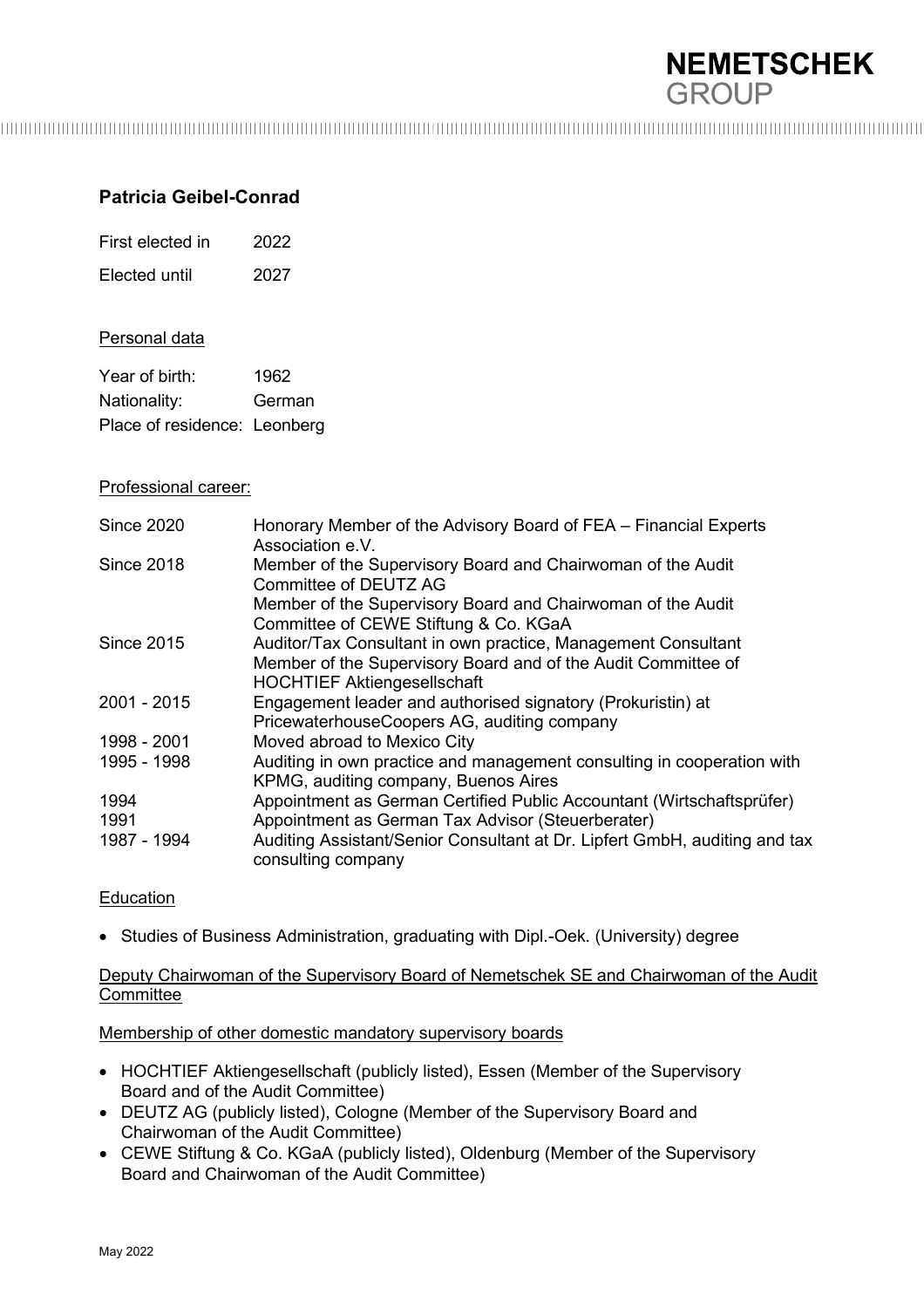**NEMETSCHEK GROUP**

## Patricia Geibel-Conrad

| | |
|---|---|
| First elected in | 2022 |
| Elected until | 2027 |

Personal data

| | |
|---|---|
| Year of birth: | 1962 |
| Nationality: | German |
| Place of residence: | Leonberg |

Professional career:

| | |
|---|---|
| Since 2020 | Honorary Member of the Advisory Board of FEA – Financial Experts Association e.V. |
| Since 2018 | Member of the Supervisory Board and Chairwoman of the Audit Committee of DEUTZ AG<br>Member of the Supervisory Board and Chairwoman of the Audit Committee of CEWE Stiftung & Co. KGaA |
| Since 2015 | Auditor/Tax Consultant in own practice, Management Consultant<br>Member of the Supervisory Board and of the Audit Committee of HOCHTIEF Aktiengesellschaft |
| 2001 - 2015 | Engagement leader and authorised signatory (Prokuristin) at PricewaterhouseCoopers AG, auditing company |
| 1998 - 2001 | Moved abroad to Mexico City |
| 1995 - 1998 | Auditing in own practice and management consulting in cooperation with KPMG, auditing company, Buenos Aires |
| 1994 | Appointment as German Certified Public Accountant (Wirtschaftsprüfer) |
| 1991 | Appointment as German Tax Advisor (Steuerberater) |
| 1987 - 1994 | Auditing Assistant/Senior Consultant at Dr. Lipfert GmbH, auditing and tax consulting company |

Education

- Studies of Business Administration, graduating with Dipl.-Oek. (University) degree

Deputy Chairwoman of the Supervisory Board of Nemetschek SE and Chairwoman of the Audit Committee

Membership of other domestic mandatory supervisory boards

- HOCHTIEF Aktiengesellschaft (publicly listed), Essen (Member of the Supervisory Board and of the Audit Committee)
- DEUTZ AG (publicly listed), Cologne (Member of the Supervisory Board and Chairwoman of the Audit Committee)
- CEWE Stiftung & Co. KGaA (publicly listed), Oldenburg (Member of the Supervisory Board and Chairwoman of the Audit Committee)

May 2022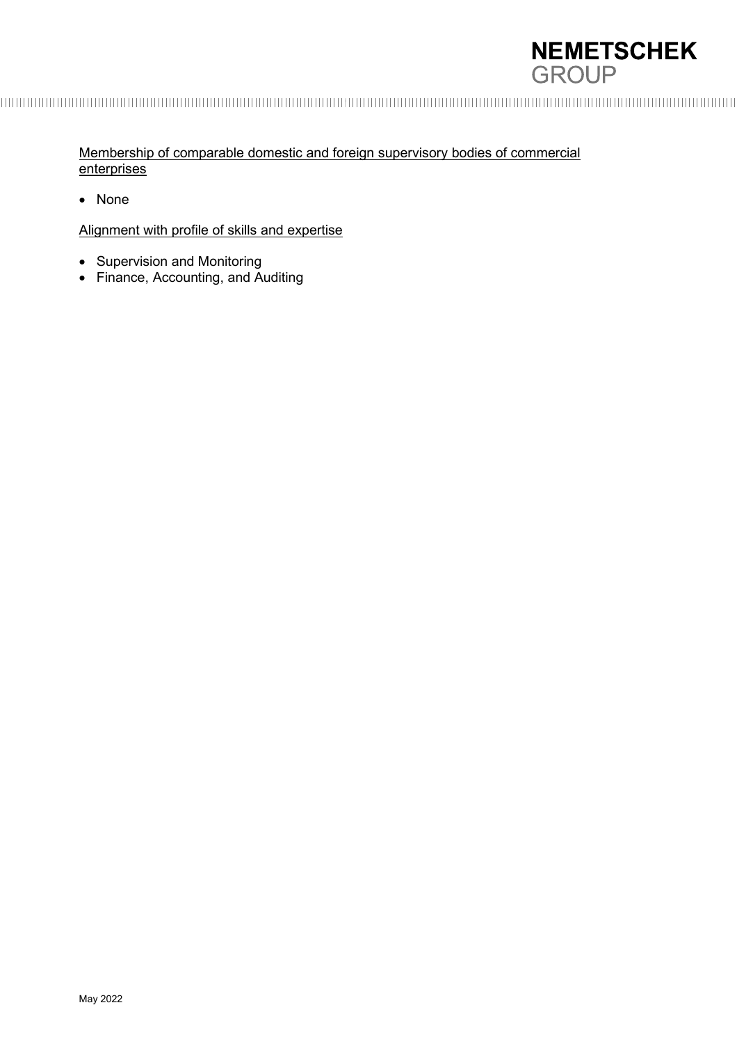<u>Membership of comparable domestic and foreign supervisory bodies of commercial enterprises</u>

- None

<u>Alignment with profile of skills and expertise</u>

- Supervision and Monitoring
- Finance, Accounting, and Auditing

May 2022